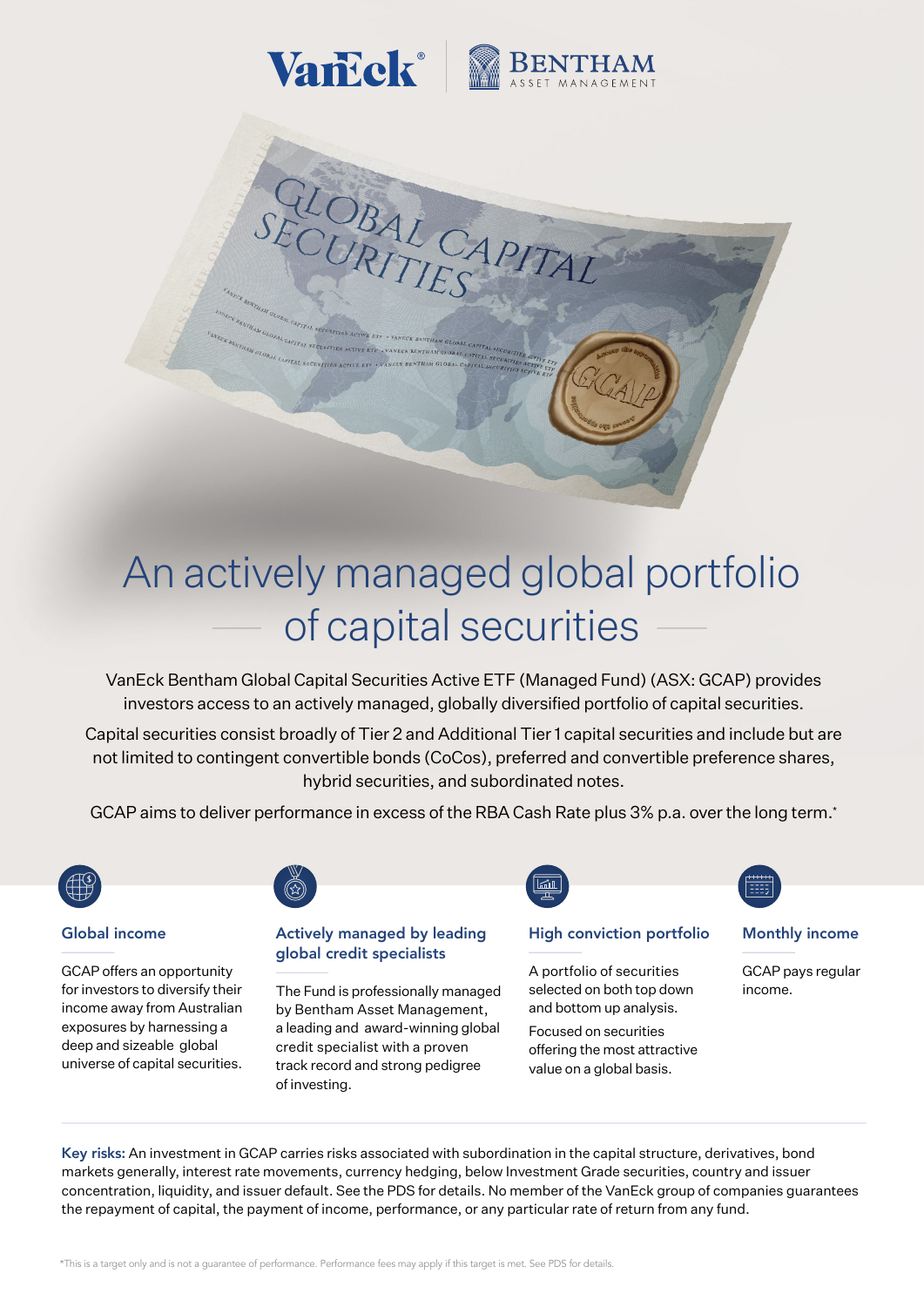# An actively managed global portfolio of capital securities

VanEck Bentham Global Capital Securities Active ETF (Managed Fund) (ASX: GCAP) provides investors access to an actively managed, globally diversified portfolio of capital securities.

Capital securities consist broadly of Tier 2 and Additional Tier 1 capital securities and include but are not limited to contingent convertible bonds (CoCos), preferred and convertible preference shares, hybrid securities, and subordinated notes.

GCAP aims to deliver performance in excess of the RBA Cash Rate plus 3% p.a. over the long term.*

### Global income

GCAP offers an opportunity for investors to diversify their income away from Australian exposures by harnessing a deep and sizeable global universe of capital securities.

### Actively managed by leading global credit specialists

The Fund is professionally managed by Bentham Asset Management, a leading and award-winning global credit specialist with a proven track record and strong pedigree of investing.

### High conviction portfolio

A portfolio of securities selected on both top down and bottom up analysis.

Focused on securities offering the most attractive value on a global basis.

### Monthly income

GCAP pays regular income.

**Key risks:** An investment in GCAP carries risks associated with subordination in the capital structure, derivatives, bond markets generally, interest rate movements, currency hedging, below Investment Grade securities, country and issuer concentration, liquidity, and issuer default. See the PDS for details. No member of the VanEck group of companies guarantees the repayment of capital, the payment of income, performance, or any particular rate of return from any fund.

*This is a target only and is not a guarantee of performance. Performance fees may apply if this target is met. See PDS for details.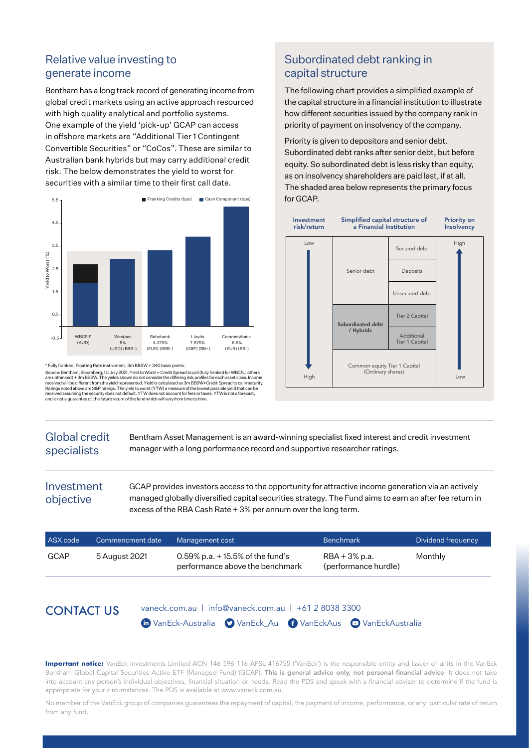## Relative value investing to generate income

Bentham has a long track record of generating income from global credit markets using an active approach resourced with high quality analytical and portfolio systems. One example of the yield 'pick-up' GCAP can access in offshore markets are "Additional Tier 1 Contingent Convertible Securities" or "CoCos". These are similar to Australian bank hybrids but may carry additional credit risk. The below demonstrates the yield to worst for securities with a similar time to their first call date.

Franking Credits (bps)
Cash Component (bps)

Yield to Worst (%)

5.5
4.5
3.5
2.5
1.5
0.5
-0.5

WBCPJ* (AUD)
Westpac 5% (USD) (BBB-)
Rabobank 4.375% (EUR) (BBB-)
Lloyds 7.875% (GBP) (BB+)
Commerzbank 6.5% (EUR) (BB-)

\* Fully franked, Floating Rate instrument, 3m BBSW + 340 basis points.

Source: Bentham, Bloomberg, 1st July 2021. Yield to Worst = Credit Spread to call (fully franked for WBCPJ, others are unfranked) + 3m BBSW. The yields shown do not consider the differing risk profiles for each asset class. Income received will be different from the yield represented. Yield is calculated as 3m BBSW+Credit Spread to call/maturity. Ratings noted above are S&P ratings. The yield to worst (YTW) a measure of the lowest possible yield that can be received assuming the security does not default. YTW does not account for fees or taxes. YTW is not a forecast, and is not a guarantee of, the future return of the fund which will vary from time to time.

## Subordinated debt ranking in capital structure

The following chart provides a simplified example of the capital structure in a financial institution to illustrate how different securities issued by the company rank in priority of payment on insolvency of the company.

Priority is given to depositors and senior debt. Subordinated debt ranks after senior debt, but before equity. So subordinated debt is less risky than equity, as on insolvency shareholders are paid last, if at all. The shaded area below represents the primary focus for GCAP.

Investment risk/return
Low
High

Simplified capital structure of a Financial Institution
Senior debt: Secured debt, Deposits, Unsecured debt
Subordinated debt / Hybrids: Tier 2 Capital, Additional Tier 1 Capital
Common equity Tier 1 Capital (Ordinary shares)

Priority on Insolvency
High
Low

## Global credit specialists

Bentham Asset Management is an award-winning specialist fixed interest and credit investment manager with a long performance record and supportive researcher ratings.

## Investment objective

GCAP provides investors access to the opportunity for attractive income generation via an actively managed globally diversified capital securities strategy. The Fund aims to earn an after fee return in excess of the RBA Cash Rate + 3% per annum over the long term.

| ASX code | Commencment date | Management cost | Benchmark | Dividend frequency |
|---|---|---|---|---|
| GCAP | 5 August 2021 | 0.59% p.a. + 15.5% of the fund's performance above the benchmark | RBA + 3% p.a. (performance hurdle) | Monthly |

## CONTACT US

vaneck.com.au | info@vaneck.com.au | +61 2 8038 3300

VanEck-Australia VanEck_Au VanEckAus VanEckAustralia

**Important notice:** VanEck Investments Limited ACN 146 596 116 AFSL 416755 ('VanEck') is the responsible entity and issuer of units in the VanEck Bentham Global Capital Securities Active ETF (Managed Fund) (GCAP). **This is general advice only, not personal financial advice**. It does not take into account any person's individual objectives, financial situation or needs. Read the PDS and speak with a financial adviser to determine if the fund is appropriate for your circumstances. The PDS is available at www.vaneck.com.au.

No member of the VanEck group of companies guarantees the repayment of capital, the payment of income, performance, or any particular rate of return from any fund.